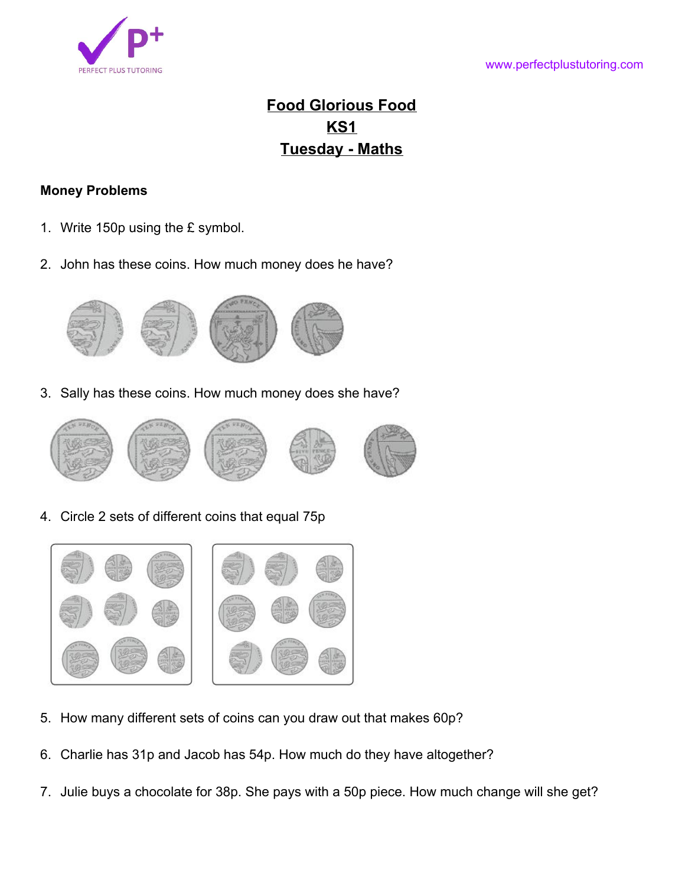# Food Glorious Food
## KS1
## Tuesday - Maths

**Money Problems**

1. Write 150p using the £ symbol.

2. John has these coins. How much money does he have?

3. Sally has these coins. How much money does she have?

4. Circle 2 sets of different coins that equal 75p

5. How many different sets of coins can you draw out that makes 60p?

6. Charlie has 31p and Jacob has 54p. How much do they have altogether?

7. Julie buys a chocolate for 38p. She pays with a 50p piece. How much change will she get?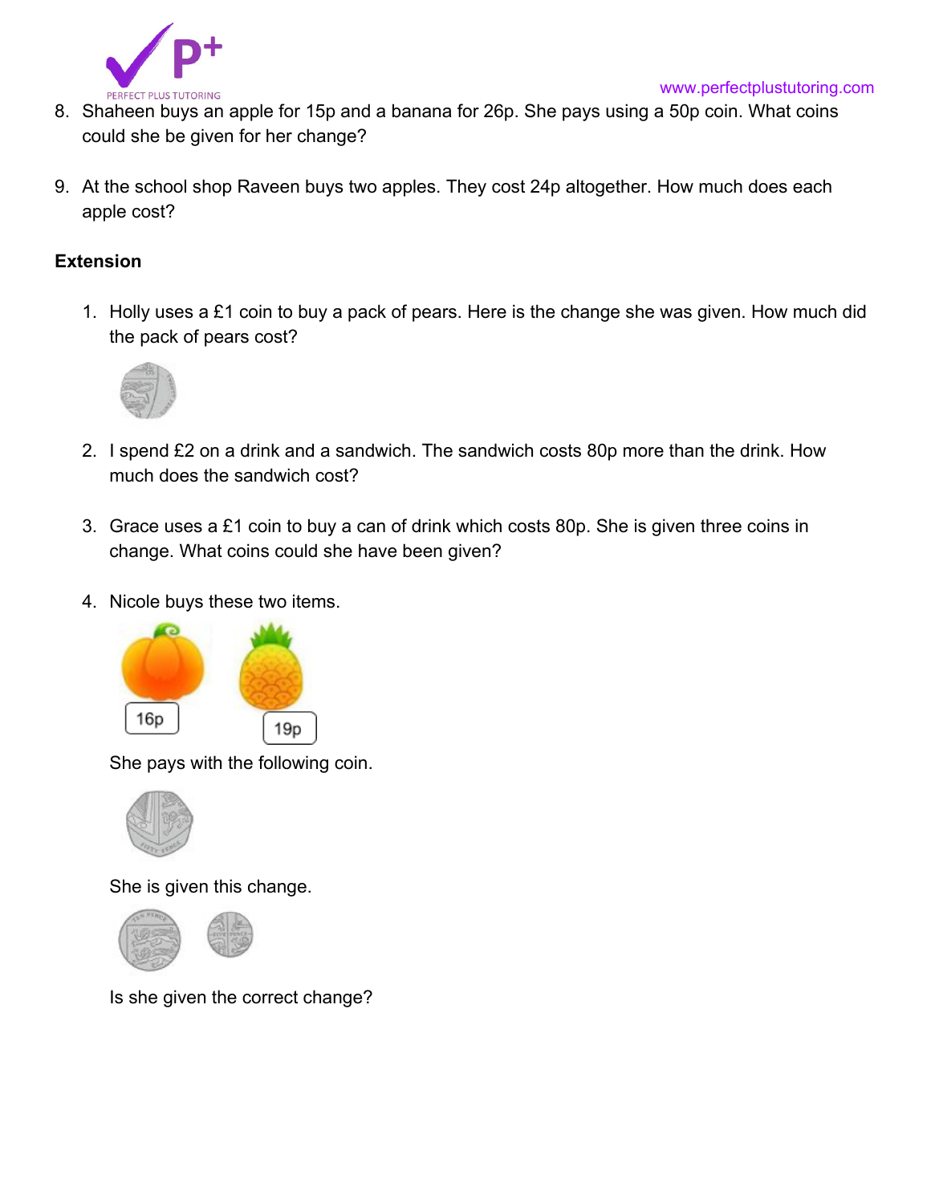8. Shaheen buys an apple for 15p and a banana for 26p. She pays using a 50p coin. What coins could she be given for her change?

9. At the school shop Raveen buys two apples. They cost 24p altogether. How much does each apple cost?

**Extension**

1. Holly uses a £1 coin to buy a pack of pears. Here is the change she was given. How much did the pack of pears cost?

2. I spend £2 on a drink and a sandwich. The sandwich costs 80p more than the drink. How much does the sandwich cost?

3. Grace uses a £1 coin to buy a can of drink which costs 80p. She is given three coins in change. What coins could she have been given?

4. Nicole buys these two items.

   16p 19p

   She pays with the following coin.

   She is given this change.

   Is she given the correct change?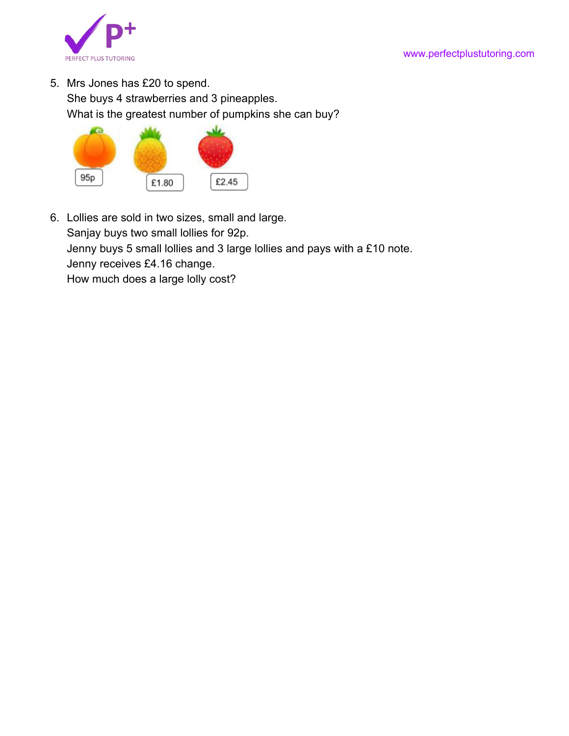5. Mrs Jones has £20 to spend.
   She buys 4 strawberries and 3 pineapples.
   What is the greatest number of pumpkins she can buy?

   95p

   £1.80

   £2.45

6. Lollies are sold in two sizes, small and large.
   Sanjay buys two small lollies for 92p.
   Jenny buys 5 small lollies and 3 large lollies and pays with a £10 note.
   Jenny receives £4.16 change.
   How much does a large lolly cost?